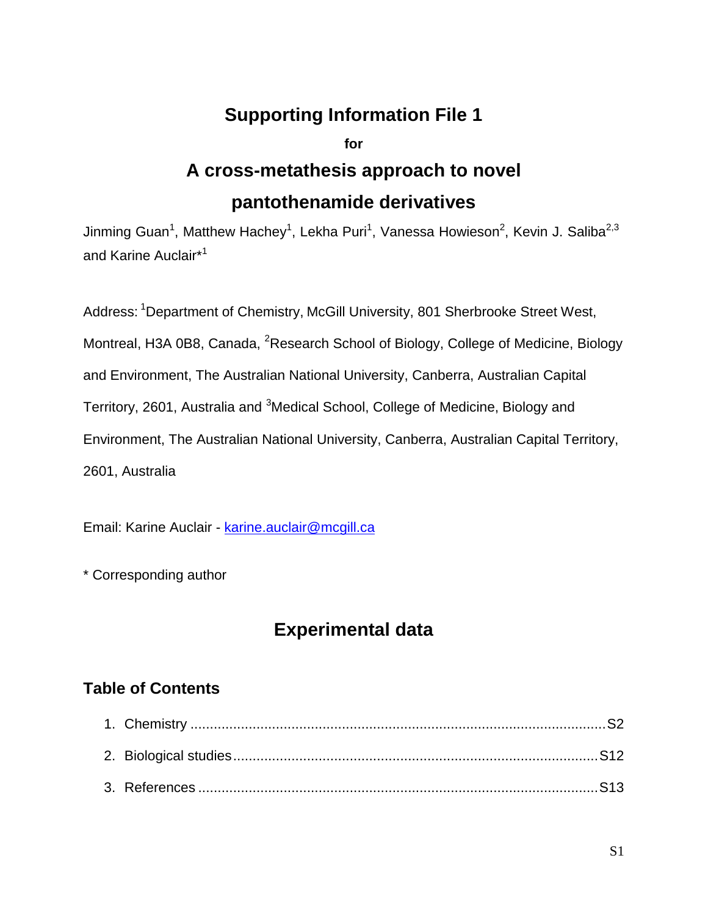# Supporting Information File 1

**for**

# A cross-metathesis approach to novel pantothenamide derivatives

Jinming Guan[1], Matthew Hachey[1], Lekha Puri[1], Vanessa Howieson[2], Kevin J. Saliba[2,3] and Karine Auclair*[1]

Address: [1]Department of Chemistry, McGill University, 801 Sherbrooke Street West, Montreal, H3A 0B8, Canada, [2]Research School of Biology, College of Medicine, Biology and Environment, The Australian National University, Canberra, Australian Capital Territory, 2601, Australia and [3]Medical School, College of Medicine, Biology and Environment, The Australian National University, Canberra, Australian Capital Territory, 2601, Australia

Email: Karine Auclair - karine.auclair@mcgill.ca

\* Corresponding author

## Experimental data

### Table of Contents

1. Chemistry ........................................................................................................ S2
2. Biological studies ............................................................................................. S12
3. References ....................................................................................................... S13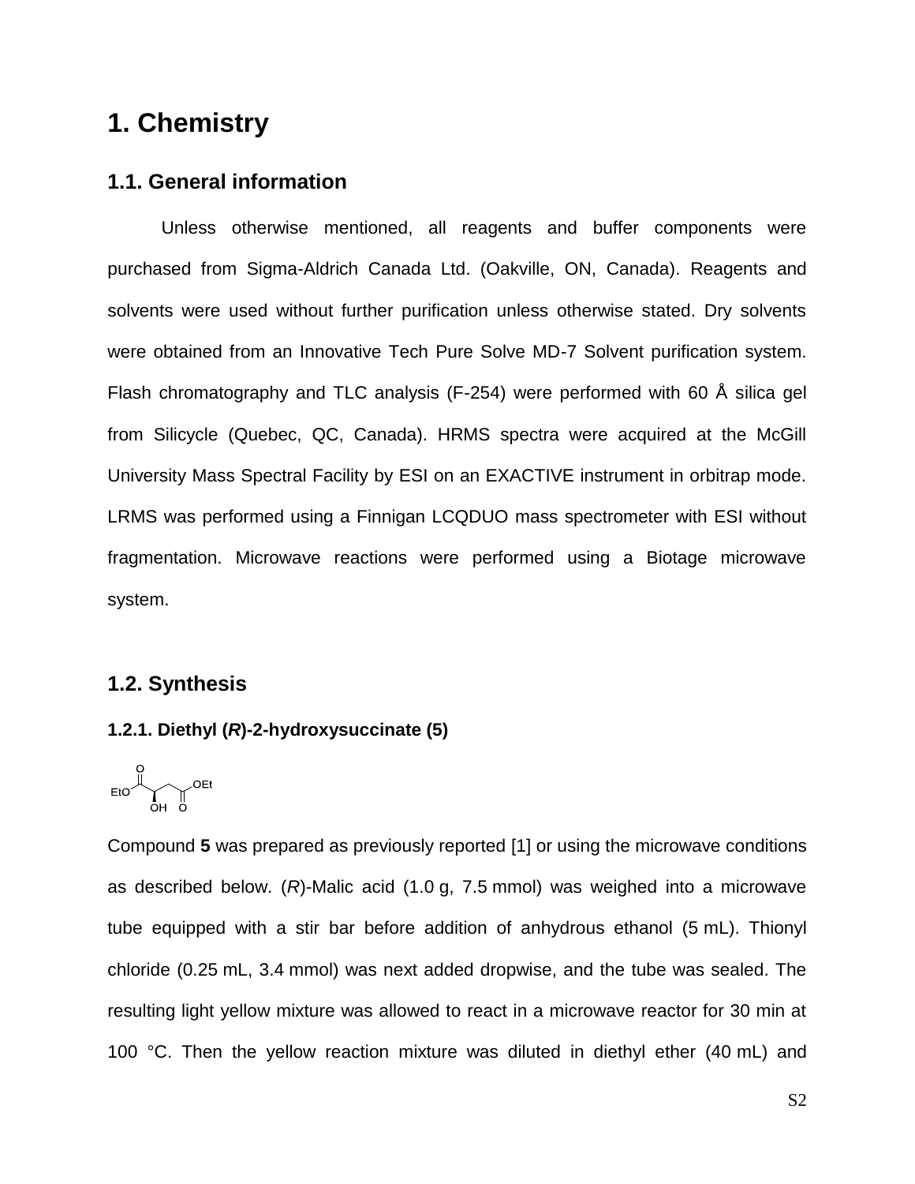# 1. Chemistry

## 1.1. General information

Unless otherwise mentioned, all reagents and buffer components were purchased from Sigma-Aldrich Canada Ltd. (Oakville, ON, Canada). Reagents and solvents were used without further purification unless otherwise stated. Dry solvents were obtained from an Innovative Tech Pure Solve MD-7 Solvent purification system. Flash chromatography and TLC analysis (F-254) were performed with 60 Å silica gel from Silicycle (Quebec, QC, Canada). HRMS spectra were acquired at the McGill University Mass Spectral Facility by ESI on an EXACTIVE instrument in orbitrap mode. LRMS was performed using a Finnigan LCQDUO mass spectrometer with ESI without fragmentation. Microwave reactions were performed using a Biotage microwave system.

## 1.2. Synthesis

### 1.2.1. Diethyl (*R*)-2-hydroxysuccinate (5)

Compound **5** was prepared as previously reported [1] or using the microwave conditions as described below. (*R*)-Malic acid (1.0 g, 7.5 mmol) was weighed into a microwave tube equipped with a stir bar before addition of anhydrous ethanol (5 mL). Thionyl chloride (0.25 mL, 3.4 mmol) was next added dropwise, and the tube was sealed. The resulting light yellow mixture was allowed to react in a microwave reactor for 30 min at 100 °C. Then the yellow reaction mixture was diluted in diethyl ether (40 mL) and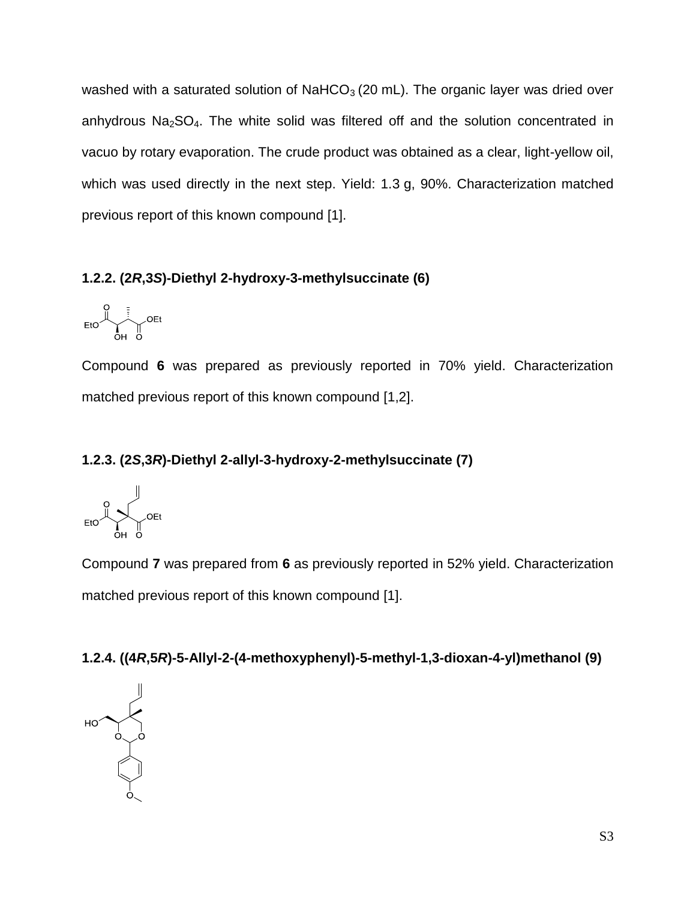washed with a saturated solution of $NaHCO_3$ (20 mL). The organic layer was dried over anhydrous $Na_2SO_4$. The white solid was filtered off and the solution concentrated in vacuo by rotary evaporation. The crude product was obtained as a clear, light-yellow oil, which was used directly in the next step. Yield: 1.3 g, 90%. Characterization matched previous report of this known compound [1].

### 1.2.2. (2*R*,3*S*)-Diethyl 2-hydroxy-3-methylsuccinate (6)

Compound **6** was prepared as previously reported in 70% yield. Characterization matched previous report of this known compound [1,2].

### 1.2.3. (2*S*,3*R*)-Diethyl 2-allyl-3-hydroxy-2-methylsuccinate (7)

Compound **7** was prepared from **6** as previously reported in 52% yield. Characterization matched previous report of this known compound [1].

### 1.2.4. ((4*R*,5*R*)-5-Allyl-2-(4-methoxyphenyl)-5-methyl-1,3-dioxan-4-yl)methanol (9)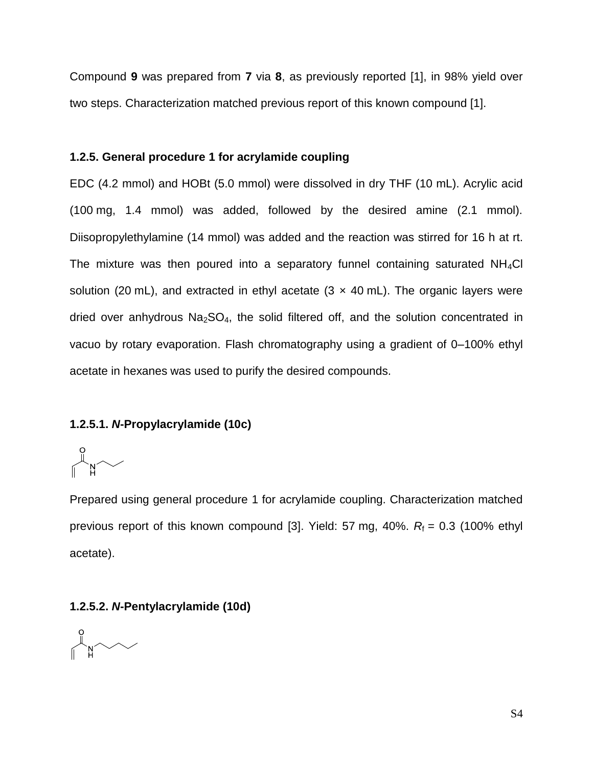Compound **9** was prepared from **7** via **8**, as previously reported [1], in 98% yield over two steps. Characterization matched previous report of this known compound [1].

### 1.2.5. General procedure 1 for acrylamide coupling

EDC (4.2 mmol) and HOBt (5.0 mmol) were dissolved in dry THF (10 mL). Acrylic acid (100 mg, 1.4 mmol) was added, followed by the desired amine (2.1 mmol). Diisopropylethylamine (14 mmol) was added and the reaction was stirred for 16 h at rt. The mixture was then poured into a separatory funnel containing saturated $NH_4Cl$ solution (20 mL), and extracted in ethyl acetate (3 × 40 mL). The organic layers were dried over anhydrous $Na_2SO_4$, the solid filtered off, and the solution concentrated in vacuo by rotary evaporation. Flash chromatography using a gradient of 0–100% ethyl acetate in hexanes was used to purify the desired compounds.

#### 1.2.5.1. *N*-Propylacrylamide (10c)

Prepared using general procedure 1 for acrylamide coupling. Characterization matched previous report of this known compound [3]. Yield: 57 mg, 40%. $R_f$ = 0.3 (100% ethyl acetate).

#### 1.2.5.2. *N*-Pentylacrylamide (10d)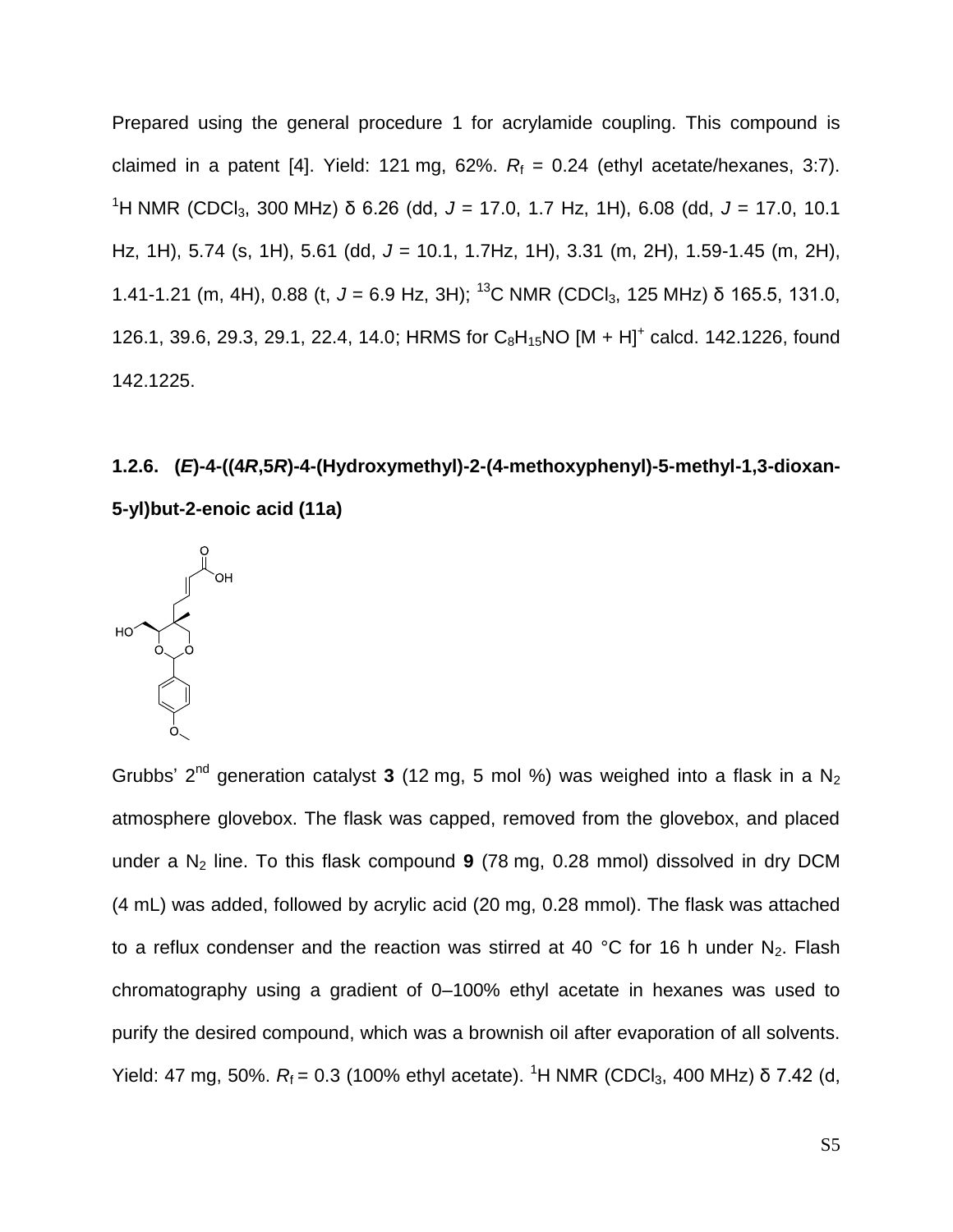Prepared using the general procedure 1 for acrylamide coupling. This compound is claimed in a patent [4]. Yield: 121 mg, 62%. $R_f$ = 0.24 (ethyl acetate/hexanes, 3:7). $^1$H NMR ($CDCl_3$, 300 MHz) δ 6.26 (dd, *J* = 17.0, 1.7 Hz, 1H), 6.08 (dd, *J* = 17.0, 10.1 Hz, 1H), 5.74 (s, 1H), 5.61 (dd, *J* = 10.1, 1.7Hz, 1H), 3.31 (m, 2H), 1.59-1.45 (m, 2H), 1.41-1.21 (m, 4H), 0.88 (t, *J* = 6.9 Hz, 3H); $^{13}$C NMR ($CDCl_3$, 125 MHz) δ 165.5, 131.0, 126.1, 39.6, 29.3, 29.1, 22.4, 14.0; HRMS for $C_8H_{15}NO$ $[M + H]^+$ calcd. 142.1226, found 142.1225.

### 1.2.6. (*E*)-4-((4*R*,5*R*)-4-(Hydroxymethyl)-2-(4-methoxyphenyl)-5-methyl-1,3-dioxan-5-yl)but-2-enoic acid (11a)

Grubbs' 2nd generation catalyst **3** (12 mg, 5 mol %) was weighed into a flask in a $N_2$ atmosphere glovebox. The flask was capped, removed from the glovebox, and placed under a $N_2$ line. To this flask compound **9** (78 mg, 0.28 mmol) dissolved in dry DCM (4 mL) was added, followed by acrylic acid (20 mg, 0.28 mmol). The flask was attached to a reflux condenser and the reaction was stirred at 40 °C for 16 h under $N_2$. Flash chromatography using a gradient of 0–100% ethyl acetate in hexanes was used to purify the desired compound, which was a brownish oil after evaporation of all solvents. Yield: 47 mg, 50%. $R_f$ = 0.3 (100% ethyl acetate). $^1$H NMR ($CDCl_3$, 400 MHz) δ 7.42 (d,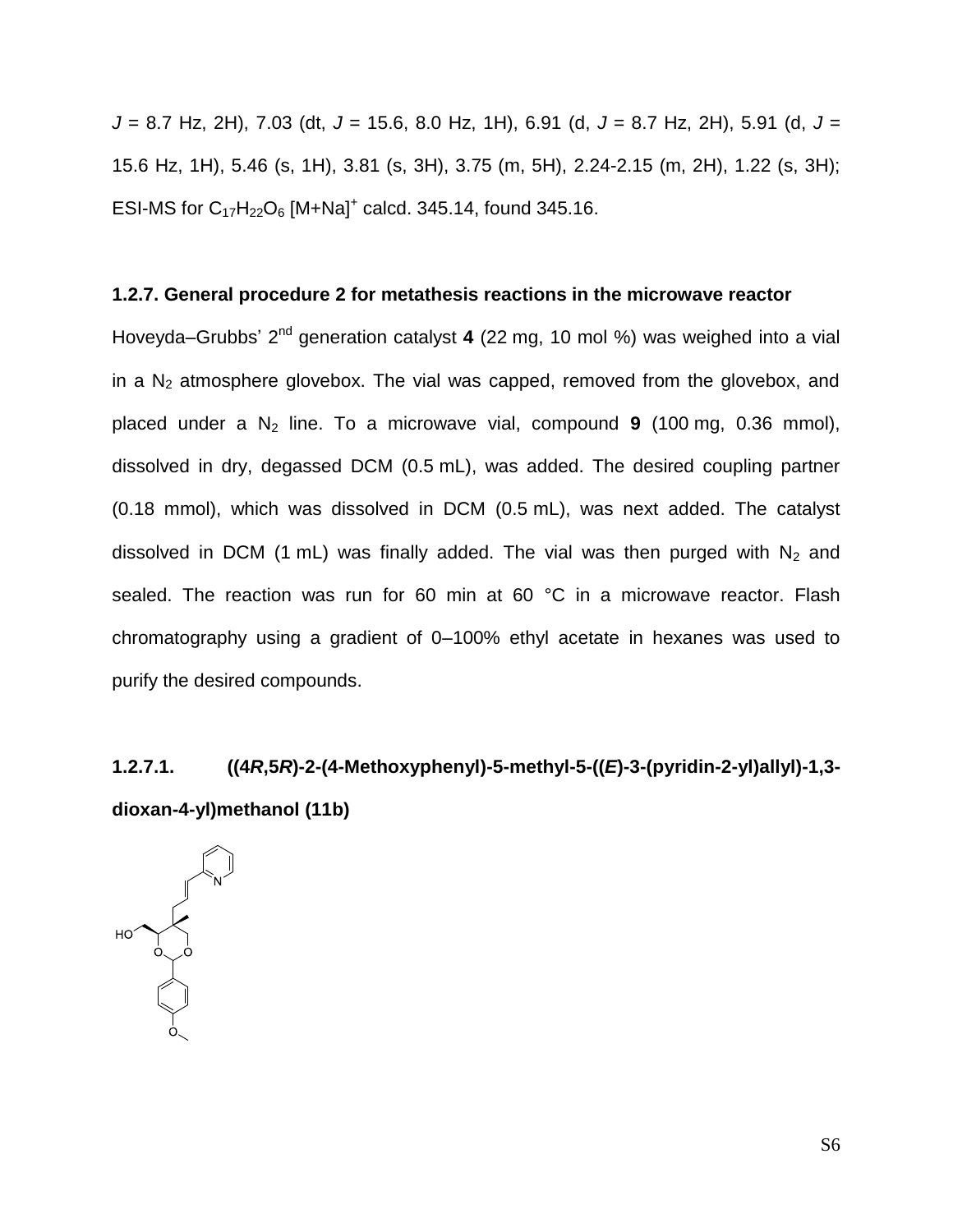*J* = 8.7 Hz, 2H), 7.03 (dt, *J* = 15.6, 8.0 Hz, 1H), 6.91 (d, *J* = 8.7 Hz, 2H), 5.91 (d, *J* = 15.6 Hz, 1H), 5.46 (s, 1H), 3.81 (s, 3H), 3.75 (m, 5H), 2.24-2.15 (m, 2H), 1.22 (s, 3H); ESI-MS for $C_{17}H_{22}O_6$ $[M+Na]^+$ calcd. 345.14, found 345.16.

### 1.2.7. General procedure 2 for metathesis reactions in the microwave reactor

Hoveyda–Grubbs' 2nd generation catalyst **4** (22 mg, 10 mol %) was weighed into a vial in a $N_2$ atmosphere glovebox. The vial was capped, removed from the glovebox, and placed under a $N_2$ line. To a microwave vial, compound **9** (100 mg, 0.36 mmol), dissolved in dry, degassed DCM (0.5 mL), was added. The desired coupling partner (0.18 mmol), which was dissolved in DCM (0.5 mL), was next added. The catalyst dissolved in DCM (1 mL) was finally added. The vial was then purged with $N_2$ and sealed. The reaction was run for 60 min at 60 °C in a microwave reactor. Flash chromatography using a gradient of 0–100% ethyl acetate in hexanes was used to purify the desired compounds.

### 1.2.7.1. ((4*R*,5*R*)-2-(4-Methoxyphenyl)-5-methyl-5-((*E*)-3-(pyridin-2-yl)allyl)-1,3-dioxan-4-yl)methanol (11b)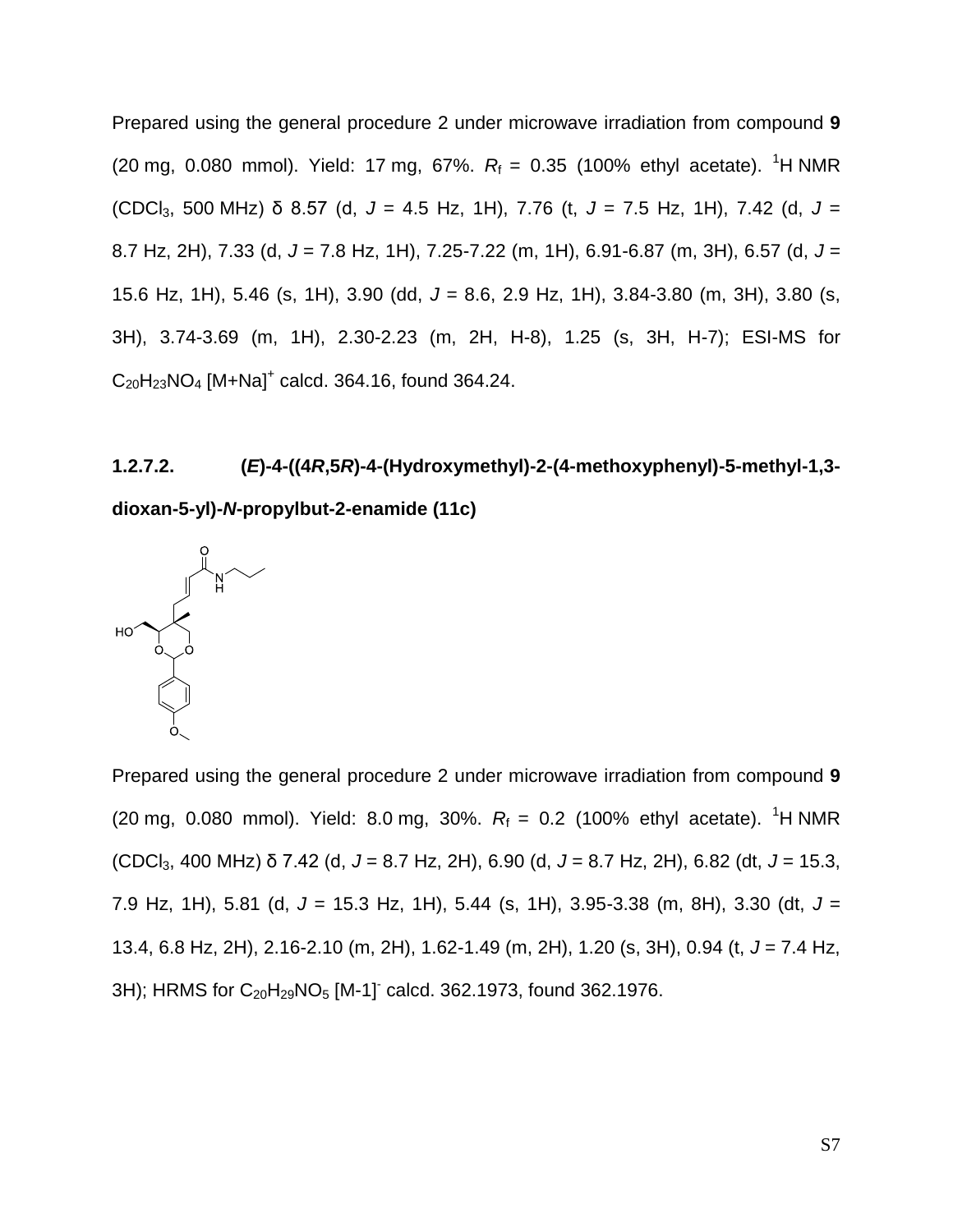Prepared using the general procedure 2 under microwave irradiation from compound **9** (20 mg, 0.080 mmol). Yield: 17 mg, 67%. $R_f$ = 0.35 (100% ethyl acetate). $^1$H NMR ($CDCl_3$, 500 MHz) δ 8.57 (d, *J* = 4.5 Hz, 1H), 7.76 (t, *J* = 7.5 Hz, 1H), 7.42 (d, *J* = 8.7 Hz, 2H), 7.33 (d, *J* = 7.8 Hz, 1H), 7.25-7.22 (m, 1H), 6.91-6.87 (m, 3H), 6.57 (d, *J* = 15.6 Hz, 1H), 5.46 (s, 1H), 3.90 (dd, *J* = 8.6, 2.9 Hz, 1H), 3.84-3.80 (m, 3H), 3.80 (s, 3H), 3.74-3.69 (m, 1H), 2.30-2.23 (m, 2H, H-8), 1.25 (s, 3H, H-7); ESI-MS for $C_{20}H_{23}NO_4$ $[M+Na]^+$ calcd. 364.16, found 364.24.

### 1.2.7.2. (*E*)-4-((4*R*,5*R*)-4-(Hydroxymethyl)-2-(4-methoxyphenyl)-5-methyl-1,3-dioxan-5-yl)-*N*-propylbut-2-enamide (11c)

Prepared using the general procedure 2 under microwave irradiation from compound **9** (20 mg, 0.080 mmol). Yield: 8.0 mg, 30%. $R_f$ = 0.2 (100% ethyl acetate). $^1$H NMR ($CDCl_3$, 400 MHz) δ 7.42 (d, *J* = 8.7 Hz, 2H), 6.90 (d, *J* = 8.7 Hz, 2H), 6.82 (dt, *J* = 15.3, 7.9 Hz, 1H), 5.81 (d, *J* = 15.3 Hz, 1H), 5.44 (s, 1H), 3.95-3.38 (m, 8H), 3.30 (dt, *J* = 13.4, 6.8 Hz, 2H), 2.16-2.10 (m, 2H), 1.62-1.49 (m, 2H), 1.20 (s, 3H), 0.94 (t, *J* = 7.4 Hz, 3H); HRMS for $C_{20}H_{29}NO_5$ $[M-1]^-$ calcd. 362.1973, found 362.1976.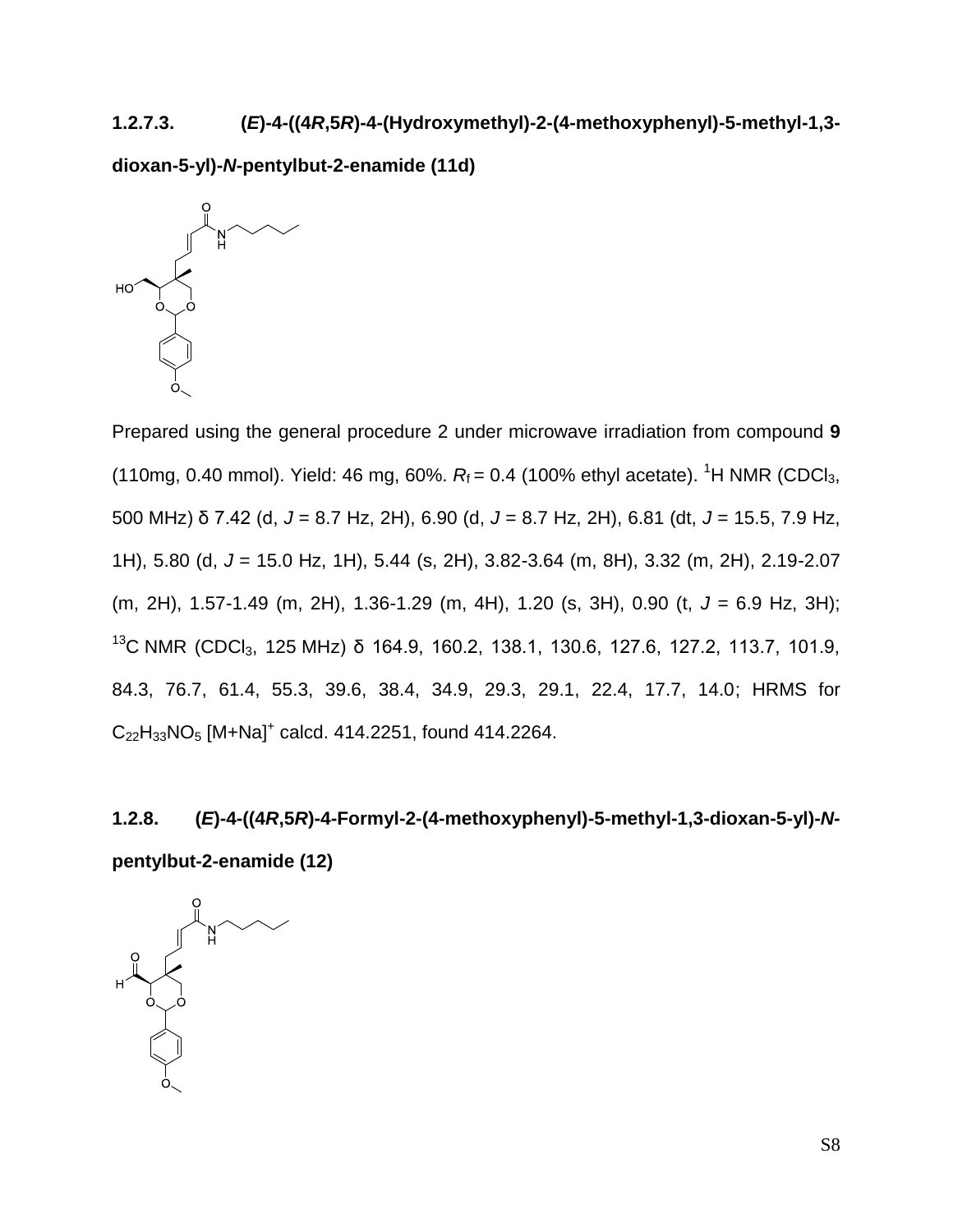### 1.2.7.3. (*E*)-4-((4*R*,5*R*)-4-(Hydroxymethyl)-2-(4-methoxyphenyl)-5-methyl-1,3-dioxan-5-yl)-*N*-pentylbut-2-enamide (11d)

Prepared using the general procedure 2 under microwave irradiation from compound **9** (110mg, 0.40 mmol). Yield: 46 mg, 60%. $R_f$ = 0.4 (100% ethyl acetate). $^1$H NMR ($CDCl_3$, 500 MHz) δ 7.42 (d, *J* = 8.7 Hz, 2H), 6.90 (d, *J* = 8.7 Hz, 2H), 6.81 (dt, *J* = 15.5, 7.9 Hz, 1H), 5.80 (d, *J* = 15.0 Hz, 1H), 5.44 (s, 2H), 3.82-3.64 (m, 8H), 3.32 (m, 2H), 2.19-2.07 (m, 2H), 1.57-1.49 (m, 2H), 1.36-1.29 (m, 4H), 1.20 (s, 3H), 0.90 (t, *J* = 6.9 Hz, 3H); $^{13}$C NMR ($CDCl_3$, 125 MHz) δ 164.9, 160.2, 138.1, 130.6, 127.6, 127.2, 113.7, 101.9, 84.3, 76.7, 61.4, 55.3, 39.6, 38.4, 34.9, 29.3, 29.1, 22.4, 17.7, 14.0; HRMS for $C_{22}H_{33}NO_5$ $[M+Na]^+$ calcd. 414.2251, found 414.2264.

### 1.2.8. (*E*)-4-((4*R*,5*R*)-4-Formyl-2-(4-methoxyphenyl)-5-methyl-1,3-dioxan-5-yl)-*N*-pentylbut-2-enamide (12)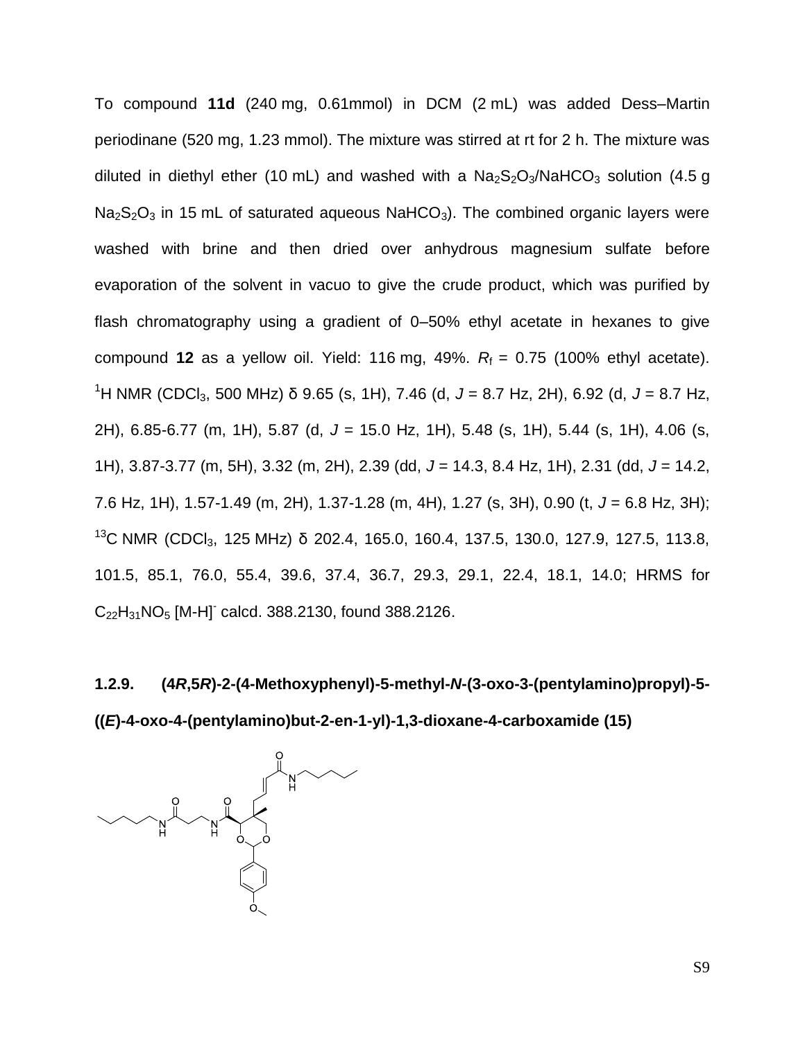To compound **11d** (240 mg, 0.61mmol) in DCM (2 mL) was added Dess–Martin periodinane (520 mg, 1.23 mmol). The mixture was stirred at rt for 2 h. The mixture was diluted in diethyl ether (10 mL) and washed with a $Na_2S_2O_3$/$NaHCO_3$ solution (4.5 g $Na_2S_2O_3$ in 15 mL of saturated aqueous $NaHCO_3$). The combined organic layers were washed with brine and then dried over anhydrous magnesium sulfate before evaporation of the solvent in vacuo to give the crude product, which was purified by flash chromatography using a gradient of 0–50% ethyl acetate in hexanes to give compound **12** as a yellow oil. Yield: 116 mg, 49%. $R_f$ = 0.75 (100% ethyl acetate). $^1$H NMR ($CDCl_3$, 500 MHz) δ 9.65 (s, 1H), 7.46 (d, *J* = 8.7 Hz, 2H), 6.92 (d, *J* = 8.7 Hz, 2H), 6.85-6.77 (m, 1H), 5.87 (d, *J* = 15.0 Hz, 1H), 5.48 (s, 1H), 5.44 (s, 1H), 4.06 (s, 1H), 3.87-3.77 (m, 5H), 3.32 (m, 2H), 2.39 (dd, *J* = 14.3, 8.4 Hz, 1H), 2.31 (dd, *J* = 14.2, 7.6 Hz, 1H), 1.57-1.49 (m, 2H), 1.37-1.28 (m, 4H), 1.27 (s, 3H), 0.90 (t, *J* = 6.8 Hz, 3H); $^{13}$C NMR ($CDCl_3$, 125 MHz) δ 202.4, 165.0, 160.4, 137.5, 130.0, 127.9, 127.5, 113.8, 101.5, 85.1, 76.0, 55.4, 39.6, 37.4, 36.7, 29.3, 29.1, 22.4, 18.1, 14.0; HRMS for $C_{22}H_{31}NO_5$ $[M-H]^-$ calcd. 388.2130, found 388.2126.

### 1.2.9. (4*R*,5*R*)-2-(4-Methoxyphenyl)-5-methyl-*N*-(3-oxo-3-(pentylamino)propyl)-5-((*E*)-4-oxo-4-(pentylamino)but-2-en-1-yl)-1,3-dioxane-4-carboxamide (15)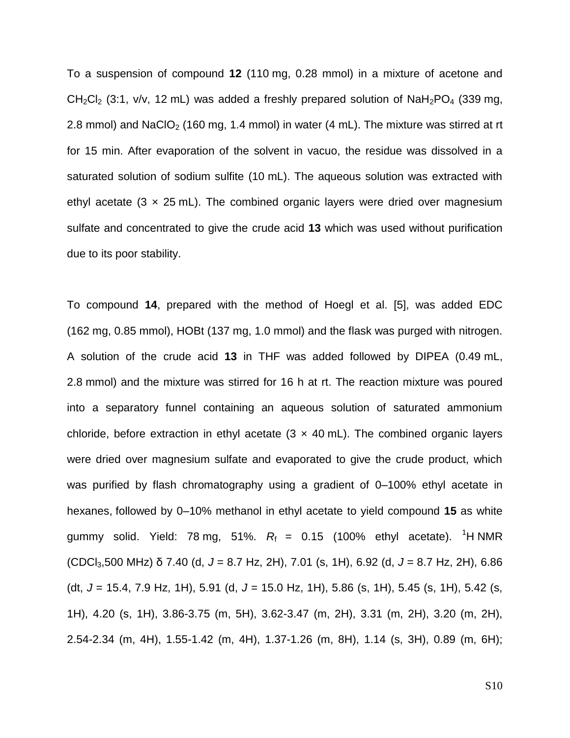To a suspension of compound **12** (110 mg, 0.28 mmol) in a mixture of acetone and $CH_2Cl_2$ (3:1, v/v, 12 mL) was added a freshly prepared solution of $NaH_2PO_4$ (339 mg, 2.8 mmol) and $NaClO_2$ (160 mg, 1.4 mmol) in water (4 mL). The mixture was stirred at rt for 15 min. After evaporation of the solvent in vacuo, the residue was dissolved in a saturated solution of sodium sulfite (10 mL). The aqueous solution was extracted with ethyl acetate (3 × 25 mL). The combined organic layers were dried over magnesium sulfate and concentrated to give the crude acid **13** which was used without purification due to its poor stability.

To compound **14**, prepared with the method of Hoegl et al. [5], was added EDC (162 mg, 0.85 mmol), HOBt (137 mg, 1.0 mmol) and the flask was purged with nitrogen. A solution of the crude acid **13** in THF was added followed by DIPEA (0.49 mL, 2.8 mmol) and the mixture was stirred for 16 h at rt. The reaction mixture was poured into a separatory funnel containing an aqueous solution of saturated ammonium chloride, before extraction in ethyl acetate (3 × 40 mL). The combined organic layers were dried over magnesium sulfate and evaporated to give the crude product, which was purified by flash chromatography using a gradient of 0–100% ethyl acetate in hexanes, followed by 0–10% methanol in ethyl acetate to yield compound **15** as white gummy solid. Yield: 78 mg, 51%. $R_f$ = 0.15 (100% ethyl acetate). $^1$H NMR ($CDCl_3$,500 MHz) δ 7.40 (d, *J* = 8.7 Hz, 2H), 7.01 (s, 1H), 6.92 (d, *J* = 8.7 Hz, 2H), 6.86 (dt, *J* = 15.4, 7.9 Hz, 1H), 5.91 (d, *J* = 15.0 Hz, 1H), 5.86 (s, 1H), 5.45 (s, 1H), 5.42 (s, 1H), 4.20 (s, 1H), 3.86-3.75 (m, 5H), 3.62-3.47 (m, 2H), 3.31 (m, 2H), 3.20 (m, 2H), 2.54-2.34 (m, 4H), 1.55-1.42 (m, 4H), 1.37-1.26 (m, 8H), 1.14 (s, 3H), 0.89 (m, 6H);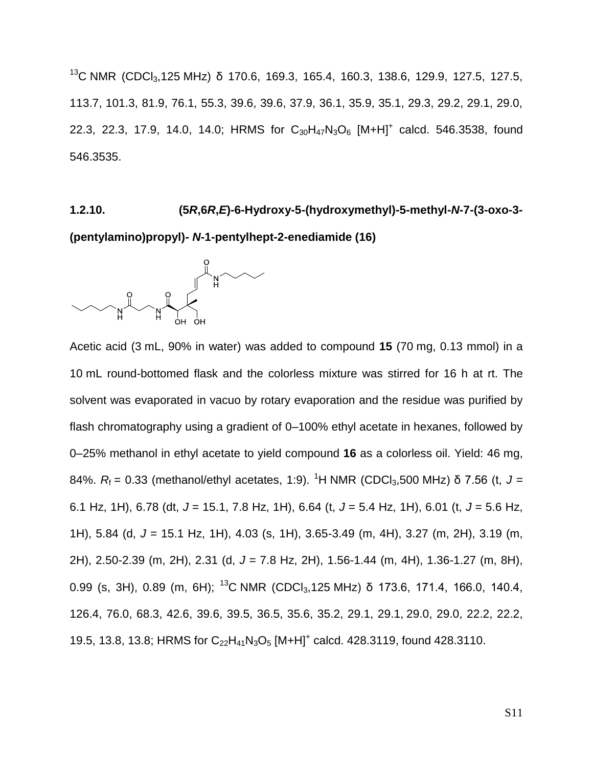$^{13}$C NMR (CDCl$_3$,125 MHz) δ 170.6, 169.3, 165.4, 160.3, 138.6, 129.9, 127.5, 127.5, 113.7, 101.3, 81.9, 76.1, 55.3, 39.6, 39.6, 37.9, 36.1, 35.9, 35.1, 29.3, 29.2, 29.1, 29.0, 22.3, 22.3, 17.9, 14.0, 14.0; HRMS for $C_{30}H_{47}N_3O_6$ $[M+H]^+$ calcd. 546.3538, found 546.3535.

### 1.2.10. (5*R*,6*R*,*E*)-6-Hydroxy-5-(hydroxymethyl)-5-methyl-*N*-7-(3-oxo-3-(pentylamino)propyl)- *N*-1-pentylhept-2-enediamide (16)

Acetic acid (3 mL, 90% in water) was added to compound **15** (70 mg, 0.13 mmol) in a 10 mL round-bottomed flask and the colorless mixture was stirred for 16 h at rt. The solvent was evaporated in vacuo by rotary evaporation and the residue was purified by flash chromatography using a gradient of 0–100% ethyl acetate in hexanes, followed by 0–25% methanol in ethyl acetate to yield compound **16** as a colorless oil. Yield: 46 mg, 84%. $R_f$ = 0.33 (methanol/ethyl acetates, 1:9). $^1$H NMR (CDCl$_3$,500 MHz) δ 7.56 (t, *J* = 6.1 Hz, 1H), 6.78 (dt, *J* = 15.1, 7.8 Hz, 1H), 6.64 (t, *J* = 5.4 Hz, 1H), 6.01 (t, *J* = 5.6 Hz, 1H), 5.84 (d, *J* = 15.1 Hz, 1H), 4.03 (s, 1H), 3.65-3.49 (m, 4H), 3.27 (m, 2H), 3.19 (m, 2H), 2.50-2.39 (m, 2H), 2.31 (d, *J* = 7.8 Hz, 2H), 1.56-1.44 (m, 4H), 1.36-1.27 (m, 8H), 0.99 (s, 3H), 0.89 (m, 6H); $^{13}$C NMR (CDCl$_3$,125 MHz) δ 173.6, 171.4, 166.0, 140.4, 126.4, 76.0, 68.3, 42.6, 39.6, 39.5, 36.5, 35.6, 35.2, 29.1, 29.1, 29.0, 29.0, 22.2, 22.2, 19.5, 13.8, 13.8; HRMS for $C_{22}H_{41}N_3O_5$ $[M+H]^+$ calcd. 428.3119, found 428.3110.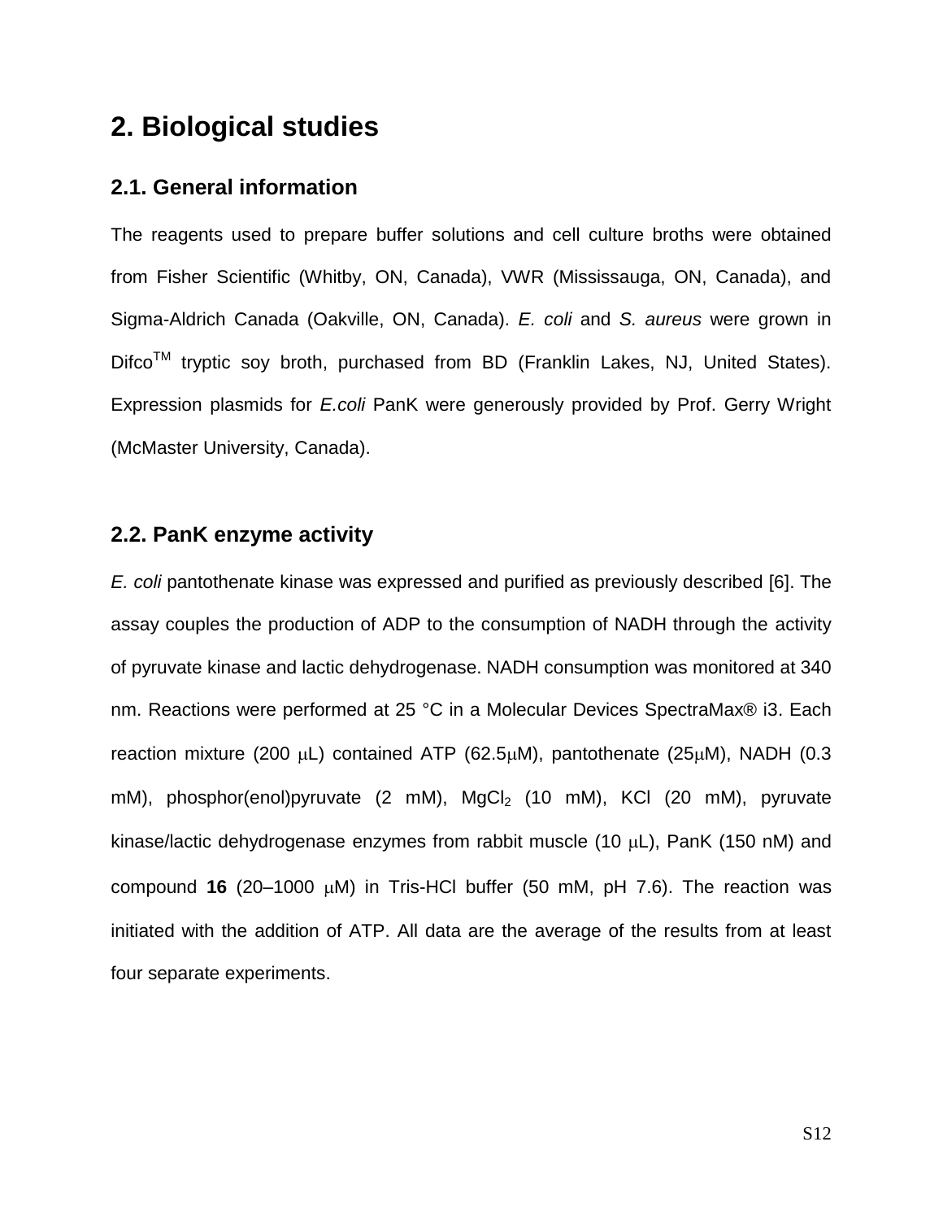# 2. Biological studies

## 2.1. General information

The reagents used to prepare buffer solutions and cell culture broths were obtained from Fisher Scientific (Whitby, ON, Canada), VWR (Mississauga, ON, Canada), and Sigma-Aldrich Canada (Oakville, ON, Canada). *E. coli* and *S. aureus* were grown in Difco$^{TM}$ tryptic soy broth, purchased from BD (Franklin Lakes, NJ, United States). Expression plasmids for *E.coli* PanK were generously provided by Prof. Gerry Wright (McMaster University, Canada).

## 2.2. PanK enzyme activity

*E. coli* pantothenate kinase was expressed and purified as previously described [6]. The assay couples the production of ADP to the consumption of NADH through the activity of pyruvate kinase and lactic dehydrogenase. NADH consumption was monitored at 340 nm. Reactions were performed at 25 °C in a Molecular Devices SpectraMax® i3. Each reaction mixture (200 μL) contained ATP (62.5μM), pantothenate (25μM), NADH (0.3 mM), phosphor(enol)pyruvate (2 mM), $MgCl_2$ (10 mM), KCl (20 mM), pyruvate kinase/lactic dehydrogenase enzymes from rabbit muscle (10 μL), PanK (150 nM) and compound **16** (20–1000 μM) in Tris-HCl buffer (50 mM, pH 7.6). The reaction was initiated with the addition of ATP. All data are the average of the results from at least four separate experiments.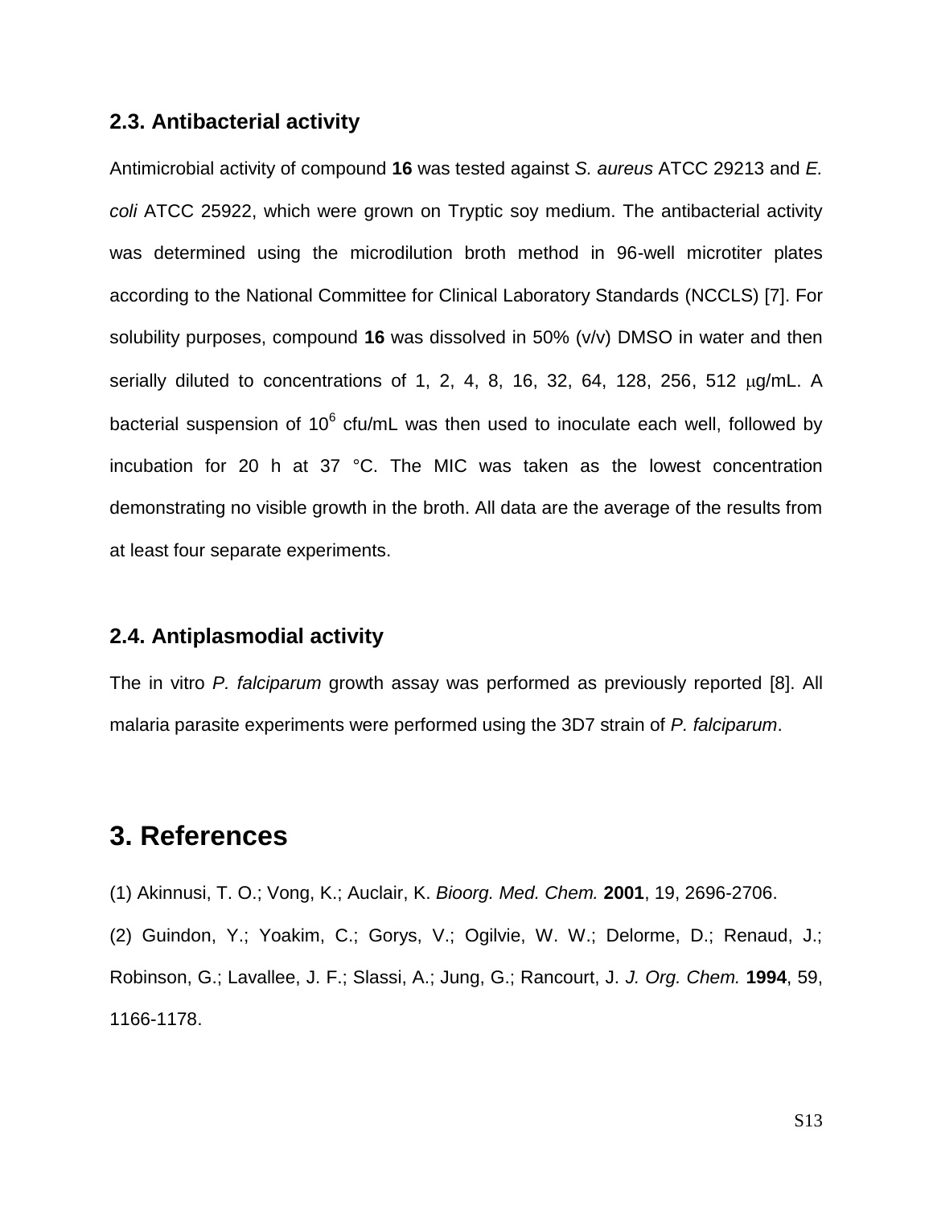### 2.3. Antibacterial activity

Antimicrobial activity of compound **16** was tested against *S. aureus* ATCC 29213 and *E. coli* ATCC 25922, which were grown on Tryptic soy medium. The antibacterial activity was determined using the microdilution broth method in 96-well microtiter plates according to the National Committee for Clinical Laboratory Standards (NCCLS) [7]. For solubility purposes, compound **16** was dissolved in 50% (v/v) DMSO in water and then serially diluted to concentrations of 1, 2, 4, 8, 16, 32, 64, 128, 256, 512 μg/mL. A bacterial suspension of $10^6$ cfu/mL was then used to inoculate each well, followed by incubation for 20 h at 37 °C. The MIC was taken as the lowest concentration demonstrating no visible growth in the broth. All data are the average of the results from at least four separate experiments.

### 2.4. Antiplasmodial activity

The in vitro *P. falciparum* growth assay was performed as previously reported [8]. All malaria parasite experiments were performed using the 3D7 strain of *P. falciparum*.

## 3. References

(1) Akinnusi, T. O.; Vong, K.; Auclair, K. *Bioorg. Med. Chem.* **2001**, 19, 2696-2706.

(2) Guindon, Y.; Yoakim, C.; Gorys, V.; Ogilvie, W. W.; Delorme, D.; Renaud, J.; Robinson, G.; Lavallee, J. F.; Slassi, A.; Jung, G.; Rancourt, J. *J. Org. Chem.* **1994**, 59, 1166-1178.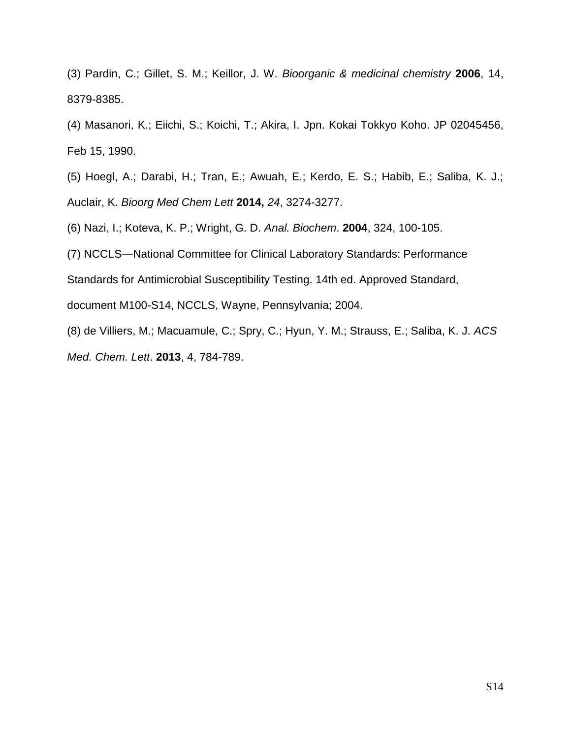(3) Pardin, C.; Gillet, S. M.; Keillor, J. W. *Bioorganic & medicinal chemistry* **2006**, 14, 8379-8385.

(4) Masanori, K.; Eiichi, S.; Koichi, T.; Akira, I. Jpn. Kokai Tokkyo Koho. JP 02045456, Feb 15, 1990.

(5) Hoegl, A.; Darabi, H.; Tran, E.; Awuah, E.; Kerdo, E. S.; Habib, E.; Saliba, K. J.; Auclair, K. *Bioorg Med Chem Lett* **2014,** *24*, 3274-3277.

(6) Nazi, I.; Koteva, K. P.; Wright, G. D. *Anal. Biochem*. **2004**, 324, 100-105.

(7) NCCLS—National Committee for Clinical Laboratory Standards: Performance Standards for Antimicrobial Susceptibility Testing. 14th ed. Approved Standard, document M100-S14, NCCLS, Wayne, Pennsylvania; 2004.

(8) de Villiers, M.; Macuamule, C.; Spry, C.; Hyun, Y. M.; Strauss, E.; Saliba, K. J. *ACS Med. Chem. Lett*. **2013**, 4, 784-789.